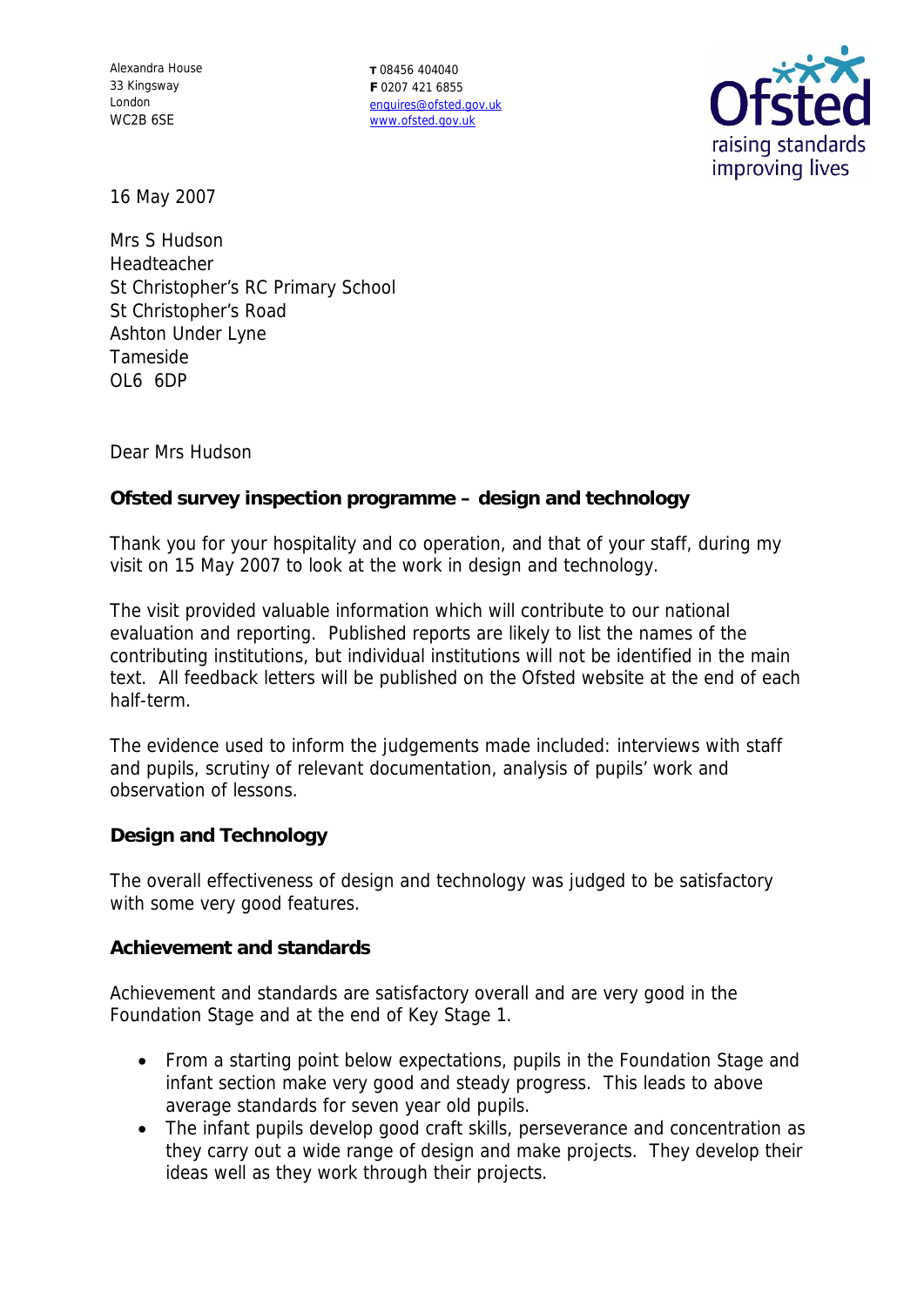Alexandra House
33 Kingsway
London
WC2B 6SE

T 08456 404040
F 0207 421 6855
enquires@ofsted.gov.uk
www.ofsted.gov.uk

Ofsted
raising standards
improving lives

16 May 2007

Mrs S Hudson
Headteacher
St Christopher's RC Primary School
St Christopher's Road
Ashton Under Lyne
Tameside
OL6 6DP

Dear Mrs Hudson

**Ofsted survey inspection programme – design and technology**

Thank you for your hospitality and co operation, and that of your staff, during my visit on 15 May 2007 to look at the work in design and technology.

The visit provided valuable information which will contribute to our national evaluation and reporting. Published reports are likely to list the names of the contributing institutions, but individual institutions will not be identified in the main text. All feedback letters will be published on the Ofsted website at the end of each half-term.

The evidence used to inform the judgements made included: interviews with staff and pupils, scrutiny of relevant documentation, analysis of pupils' work and observation of lessons.

## Design and Technology

The overall effectiveness of design and technology was judged to be satisfactory with some very good features.

## Achievement and standards

Achievement and standards are satisfactory overall and are very good in the Foundation Stage and at the end of Key Stage 1.

- From a starting point below expectations, pupils in the Foundation Stage and infant section make very good and steady progress. This leads to above average standards for seven year old pupils.
- The infant pupils develop good craft skills, perseverance and concentration as they carry out a wide range of design and make projects. They develop their ideas well as they work through their projects.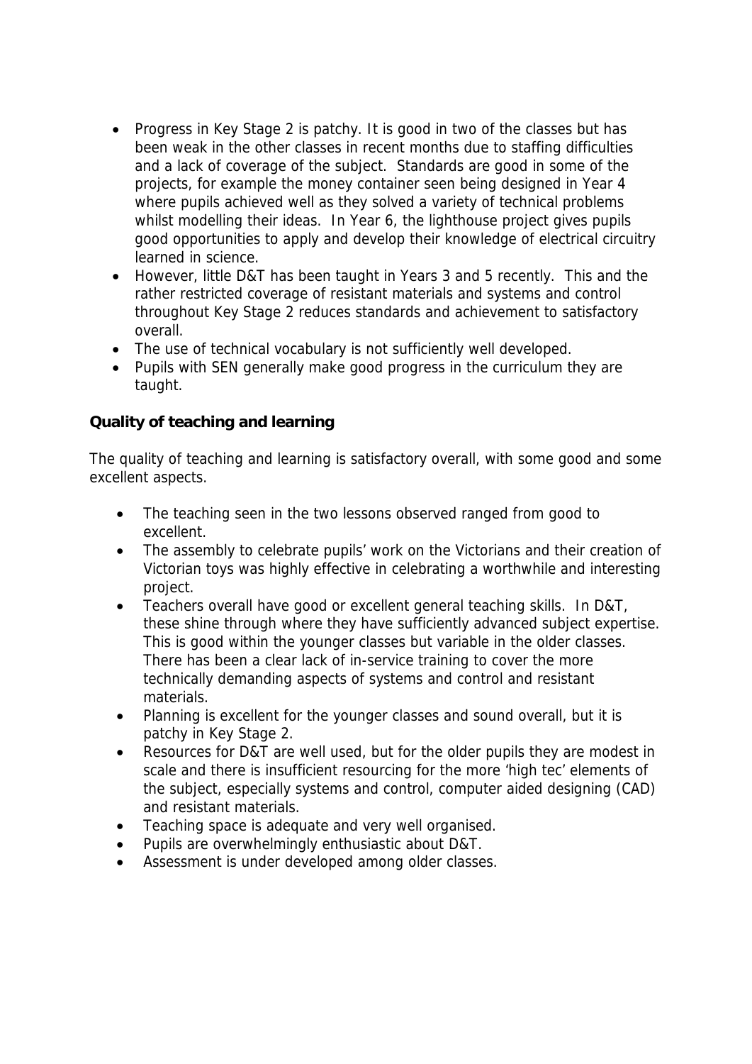- Progress in Key Stage 2 is patchy. It is good in two of the classes but has been weak in the other classes in recent months due to staffing difficulties and a lack of coverage of the subject. Standards are good in some of the projects, for example the money container seen being designed in Year 4 where pupils achieved well as they solved a variety of technical problems whilst modelling their ideas. In Year 6, the lighthouse project gives pupils good opportunities to apply and develop their knowledge of electrical circuitry learned in science.
- However, little D&T has been taught in Years 3 and 5 recently. This and the rather restricted coverage of resistant materials and systems and control throughout Key Stage 2 reduces standards and achievement to satisfactory overall.
- The use of technical vocabulary is not sufficiently well developed.
- Pupils with SEN generally make good progress in the curriculum they are taught.

**Quality of teaching and learning**

The quality of teaching and learning is satisfactory overall, with some good and some excellent aspects.

- The teaching seen in the two lessons observed ranged from good to excellent.
- The assembly to celebrate pupils' work on the Victorians and their creation of Victorian toys was highly effective in celebrating a worthwhile and interesting project.
- Teachers overall have good or excellent general teaching skills. In D&T, these shine through where they have sufficiently advanced subject expertise. This is good within the younger classes but variable in the older classes. There has been a clear lack of in-service training to cover the more technically demanding aspects of systems and control and resistant materials.
- Planning is excellent for the younger classes and sound overall, but it is patchy in Key Stage 2.
- Resources for D&T are well used, but for the older pupils they are modest in scale and there is insufficient resourcing for the more 'high tec' elements of the subject, especially systems and control, computer aided designing (CAD) and resistant materials.
- Teaching space is adequate and very well organised.
- Pupils are overwhelmingly enthusiastic about D&T.
- Assessment is under developed among older classes.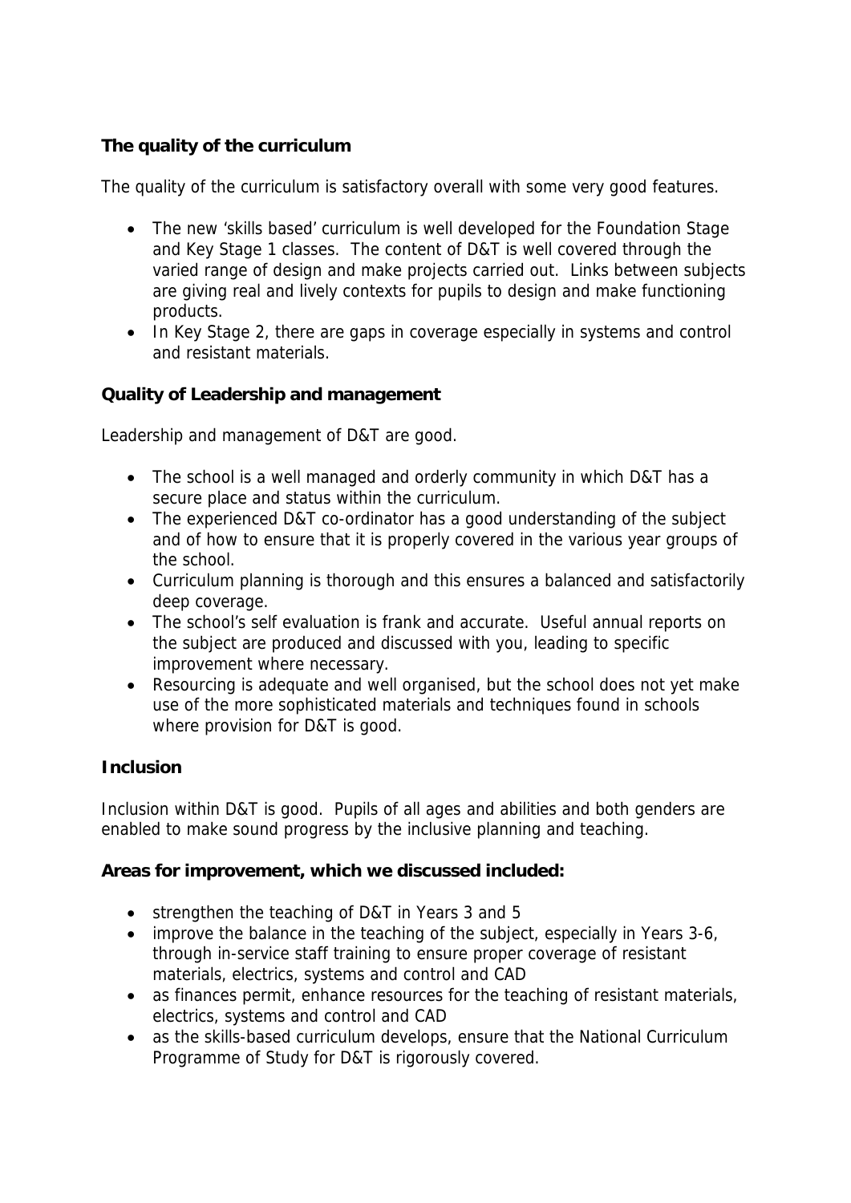**The quality of the curriculum**

The quality of the curriculum is satisfactory overall with some very good features.

- The new 'skills based' curriculum is well developed for the Foundation Stage and Key Stage 1 classes. The content of D&T is well covered through the varied range of design and make projects carried out. Links between subjects are giving real and lively contexts for pupils to design and make functioning products.
- In Key Stage 2, there are gaps in coverage especially in systems and control and resistant materials.

**Quality of Leadership and management**

Leadership and management of D&T are good.

- The school is a well managed and orderly community in which D&T has a secure place and status within the curriculum.
- The experienced D&T co-ordinator has a good understanding of the subject and of how to ensure that it is properly covered in the various year groups of the school.
- Curriculum planning is thorough and this ensures a balanced and satisfactorily deep coverage.
- The school's self evaluation is frank and accurate. Useful annual reports on the subject are produced and discussed with you, leading to specific improvement where necessary.
- Resourcing is adequate and well organised, but the school does not yet make use of the more sophisticated materials and techniques found in schools where provision for D&T is good.

**Inclusion**

Inclusion within D&T is good. Pupils of all ages and abilities and both genders are enabled to make sound progress by the inclusive planning and teaching.

**Areas for improvement, which we discussed included:**

- strengthen the teaching of D&T in Years 3 and 5
- improve the balance in the teaching of the subject, especially in Years 3-6, through in-service staff training to ensure proper coverage of resistant materials, electrics, systems and control and CAD
- as finances permit, enhance resources for the teaching of resistant materials, electrics, systems and control and CAD
- as the skills-based curriculum develops, ensure that the National Curriculum Programme of Study for D&T is rigorously covered.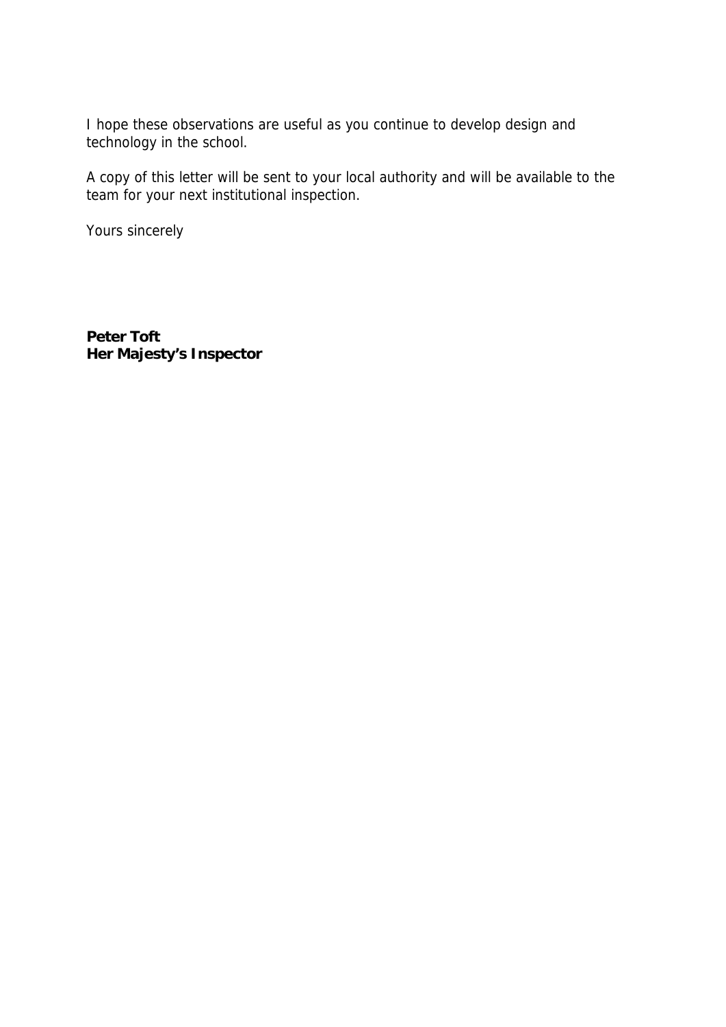I hope these observations are useful as you continue to develop design and technology in the school.

A copy of this letter will be sent to your local authority and will be available to the team for your next institutional inspection.

Yours sincerely

**Peter Toft**
**Her Majesty's Inspector**